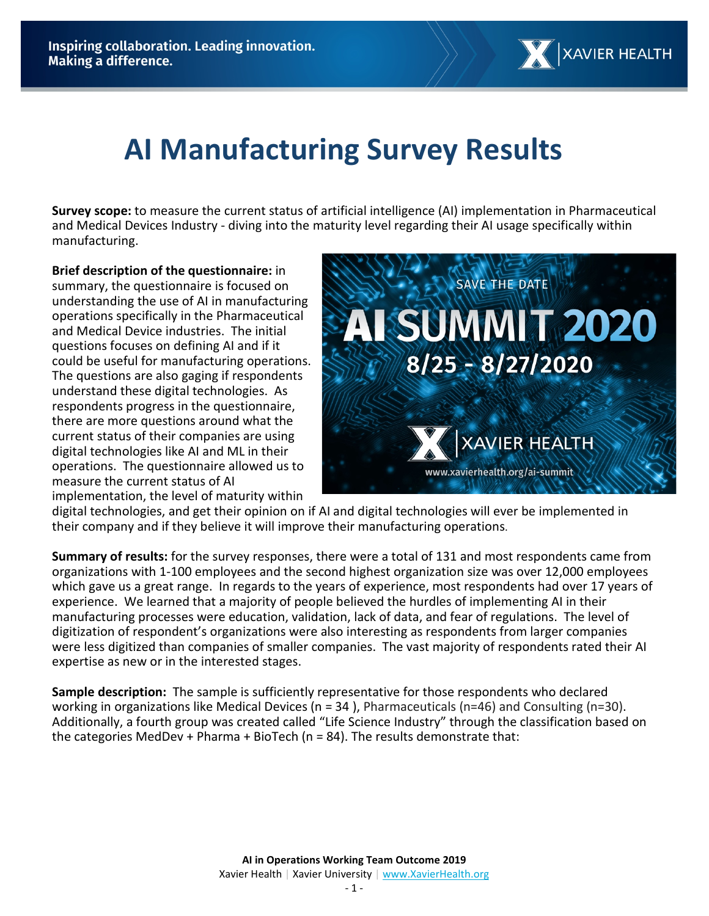# AI Manufacturing Survey Results

**Survey scope:** to measure the current status of artificial intelligence (AI) implementation in Pharmaceutical and Medical Devices Industry - diving into the maturity level regarding their AI usage specifically within manufacturing.

**Brief description of the questionnaire:** in summary, the questionnaire is focused on understanding the use of AI in manufacturing operations specifically in the Pharmaceutical and Medical Device industries. The initial questions focuses on defining AI and if it could be useful for manufacturing operations. The questions are also gaging if respondents understand these digital technologies. As respondents progress in the questionnaire, there are more questions around what the current status of their companies are using digital technologies like AI and ML in their operations. The questionnaire allowed us to measure the current status of AI implementation, the level of maturity within digital technologies, and get their opinion on if AI and digital technologies will ever be implemented in their company and if they believe it will improve their manufacturing operations.

SAVE THE DATE

AI SUMMIT 2020

8/25 - 8/27/2020

XAVIER HEALTH

www.xavierhealth.org/ai-summit

**Summary of results:** for the survey responses, there were a total of 131 and most respondents came from organizations with 1-100 employees and the second highest organization size was over 12,000 employees which gave us a great range. In regards to the years of experience, most respondents had over 17 years of experience. We learned that a majority of people believed the hurdles of implementing AI in their manufacturing processes were education, validation, lack of data, and fear of regulations. The level of digitization of respondent's organizations were also interesting as respondents from larger companies were less digitized than companies of smaller companies. The vast majority of respondents rated their AI expertise as new or in the interested stages.

**Sample description:** The sample is sufficiently representative for those respondents who declared working in organizations like Medical Devices (n = 34 ), Pharmaceuticals (n=46) and Consulting (n=30). Additionally, a fourth group was created called "Life Science Industry" through the classification based on the categories MedDev + Pharma + BioTech (n = 84). The results demonstrate that: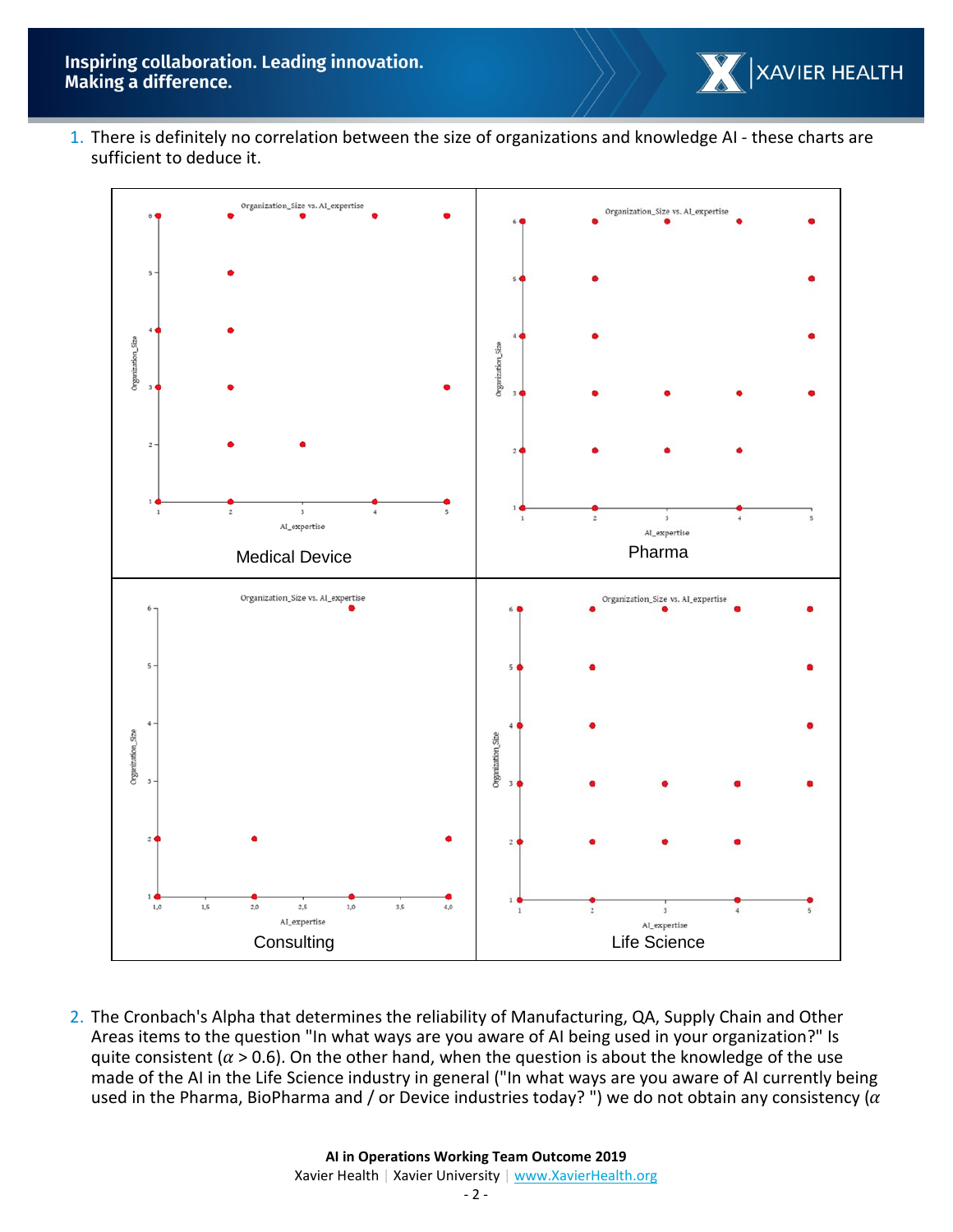1. There is definitely no correlation between the size of organizations and knowledge AI - these charts are sufficient to deduce it.

Medical Device

Pharma

Consulting

Life Science

2. The Cronbach's Alpha that determines the reliability of Manufacturing, QA, Supply Chain and Other Areas items to the question "In what ways are you aware of AI being used in your organization?" Is quite consistent ($\alpha > 0.6$). On the other hand, when the question is about the knowledge of the use made of the AI in the Life Science industry in general ("In what ways are you aware of AI currently being used in the Pharma, BioPharma and / or Device industries today? ") we do not obtain any consistency ($\alpha$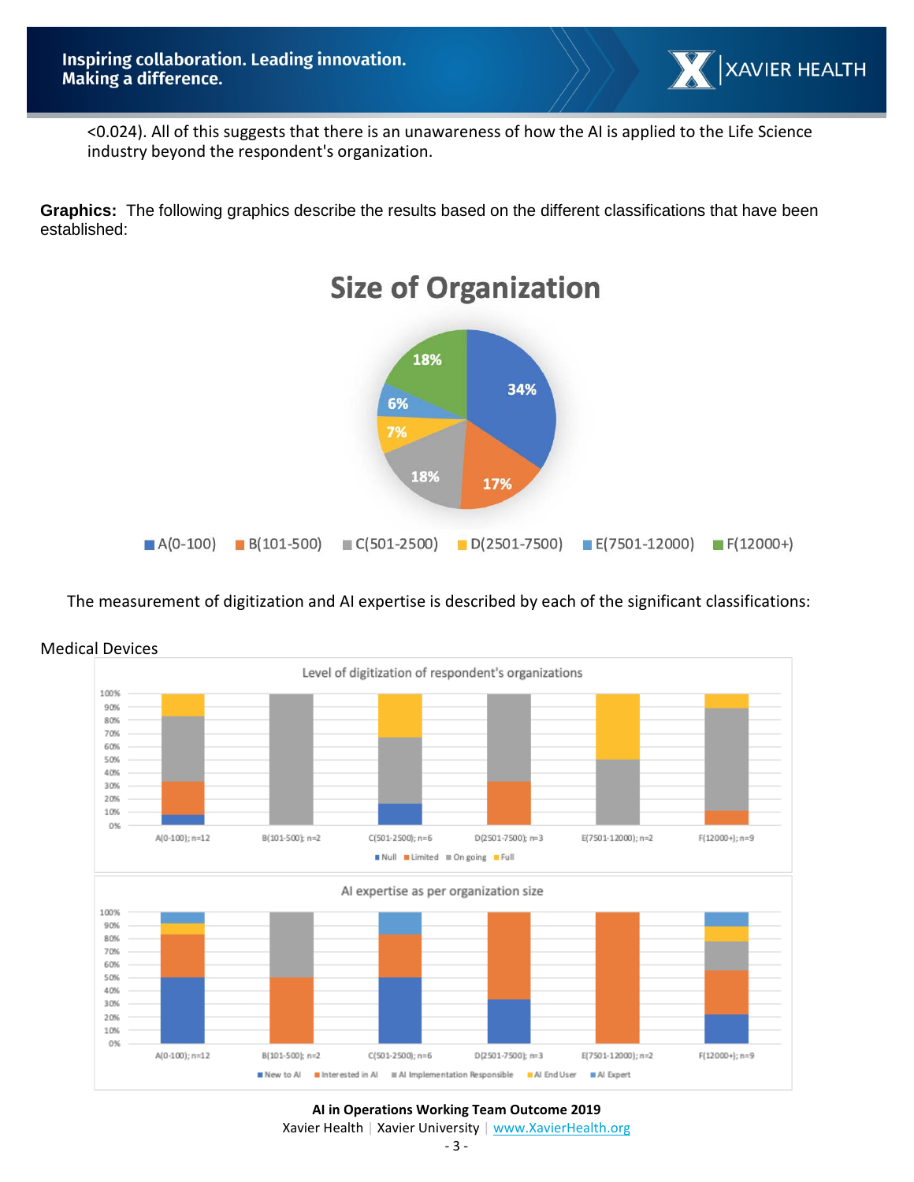<0.024). All of this suggests that there is an unawareness of how the AI is applied to the Life Science industry beyond the respondent's organization.

**Graphics:** The following graphics describe the results based on the different classifications that have been established:

The measurement of digitization and AI expertise is described by each of the significant classifications:

Medical Devices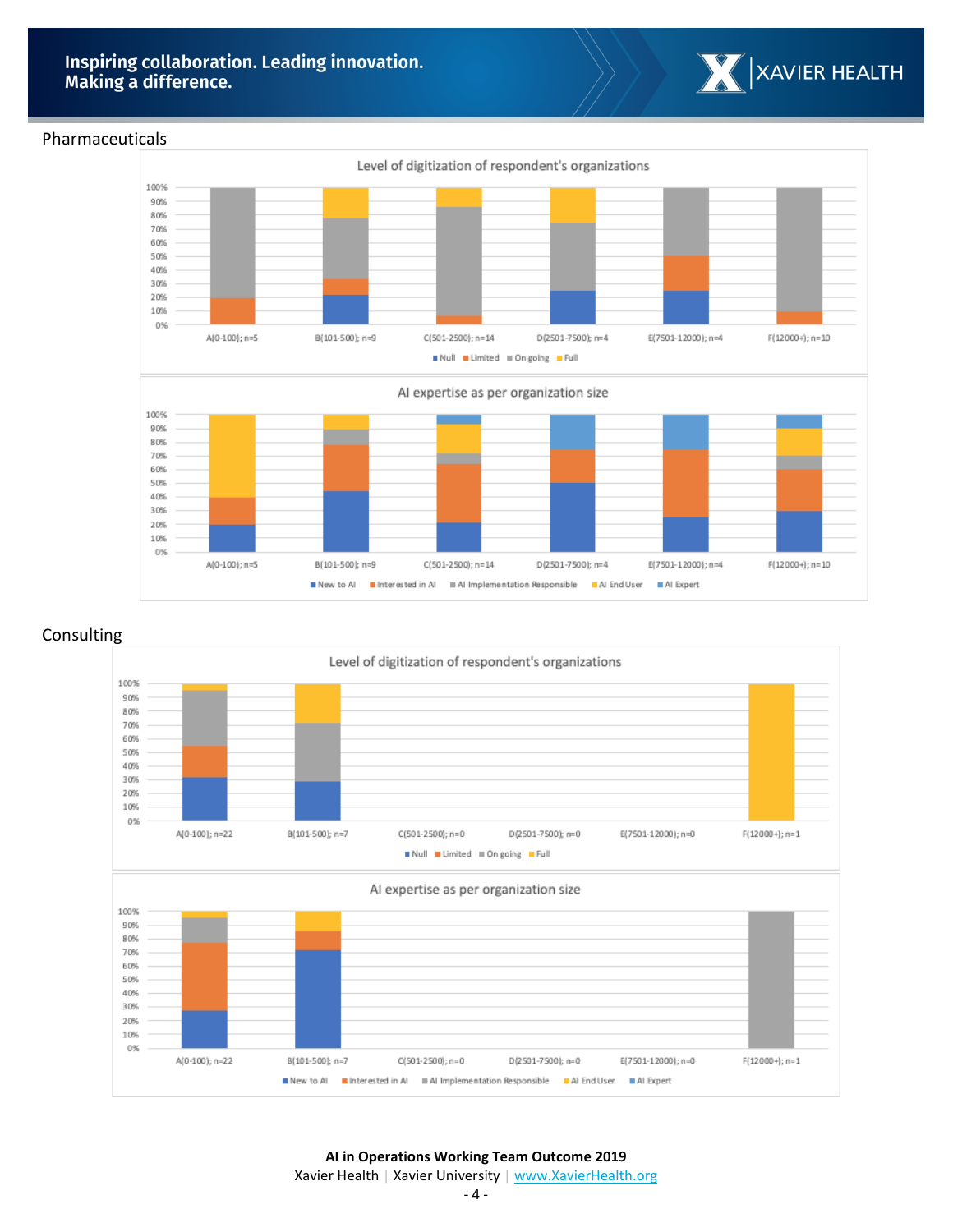Pharmaceuticals

Level of digitization of respondent's organizations

AI expertise as per organization size

Consulting

Level of digitization of respondent's organizations

AI expertise as per organization size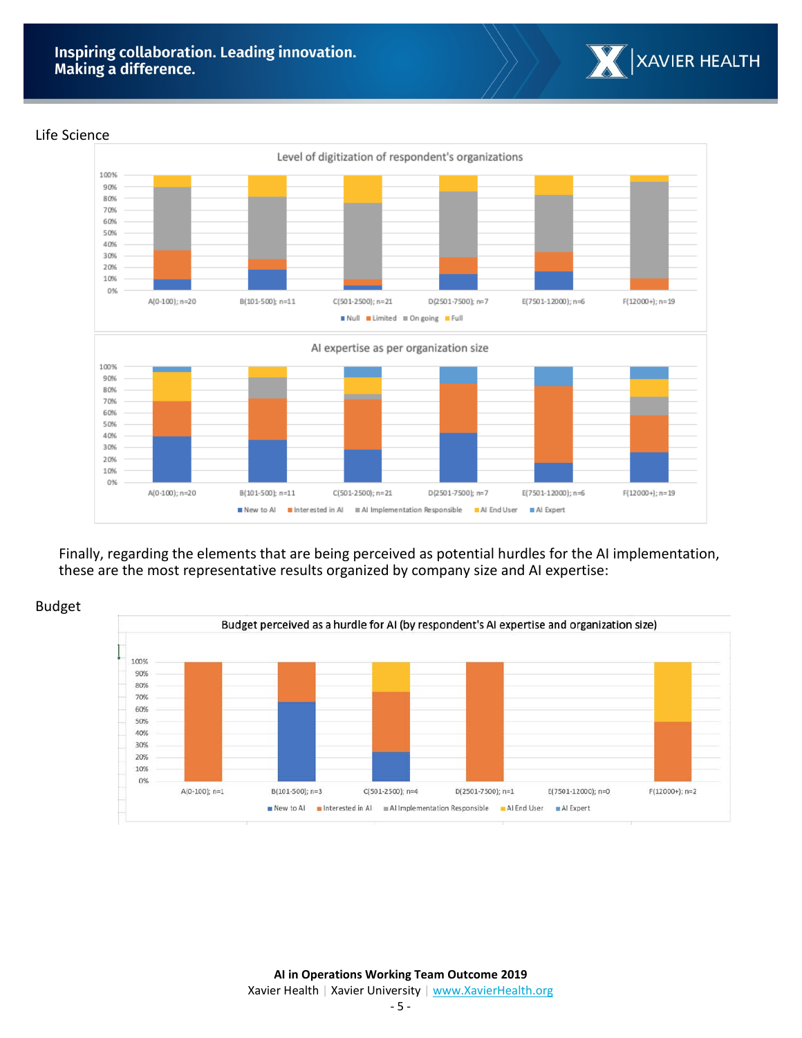Life Science

Level of digitization of respondent's organizations

Null | Limited | On going | Full

A(0-100); n=20 | B(101-500); n=11 | C(501-2500); n=21 | D(2501-7500); n=7 | E(7501-12000); n=6 | F(12000+); n=19

AI expertise as per organization size

New to AI | Interested in AI | AI Implementation Responsible | AI End User | AI Expert

A(0-100); n=20 | B(101-500); n=11 | C(501-2500); n=21 | D(2501-7500); n=7 | E(7501-12000); n=6 | F(12000+); n=19

Finally, regarding the elements that are being perceived as potential hurdles for the AI implementation, these are the most representative results organized by company size and AI expertise:

Budget

Budget perceived as a hurdle for AI (by respondent's AI expertise and organization size)

A(0-100); n=1 | B(101-500); n=3 | C(501-2500); n=4 | D(2501-7500); n=1 | E(7501-12000); n=0 | F(12000+); n=2

New to AI | Interested in AI | AI Implementation Responsible | AI End User | AI Expert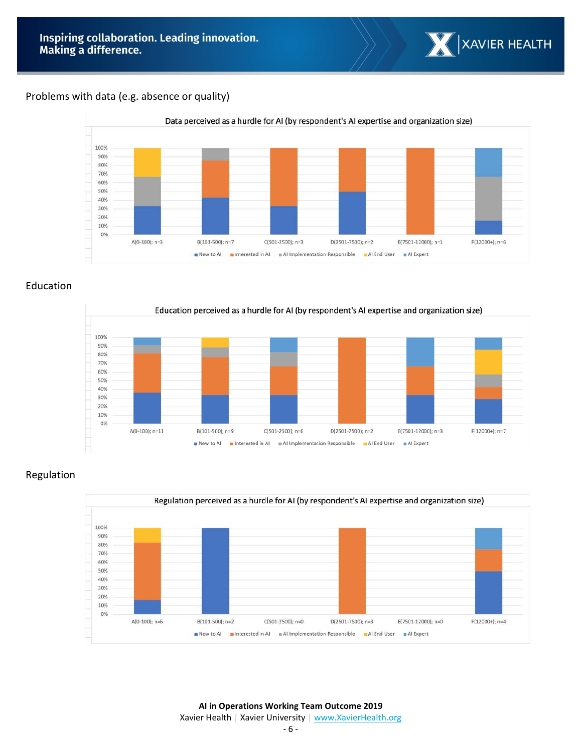Problems with data (e.g. absence or quality)

Data perceived as a hurdle for AI (by respondent's AI expertise and organization size)

A(0-100); n=3 | B(101-500); n=7 | C(501-2500); n=3 | D(2501-7500); n=2 | E(7501-12000); n=1 | F(12000+); n=6

New to AI | Interested in AI | AI Implementation Responsible | AI End User | AI Expert

Education

Education perceived as a hurdle for AI (by respondent's AI expertise and organization size)

A(0-100); n=11 | B(101-500); n=9 | C(501-2500); n=6 | D(2501-7500); n=2 | E(7501-12000); n=3 | F(12000+); n=7

New to AI | Interested in AI | AI Implementation Responsible | AI End User | AI Expert

Regulation

Regulation perceived as a hurdle for AI (by respondent's AI expertise and organization size)

A(0-100); n=6 | B(101-500); n=2 | C(501-2500); n=0 | D(2501-7500); n=3 | E(7501-12000); n=0 | F(12000+); n=4

New to AI | Interested in AI | AI Implementation Responsible | AI End User | AI Expert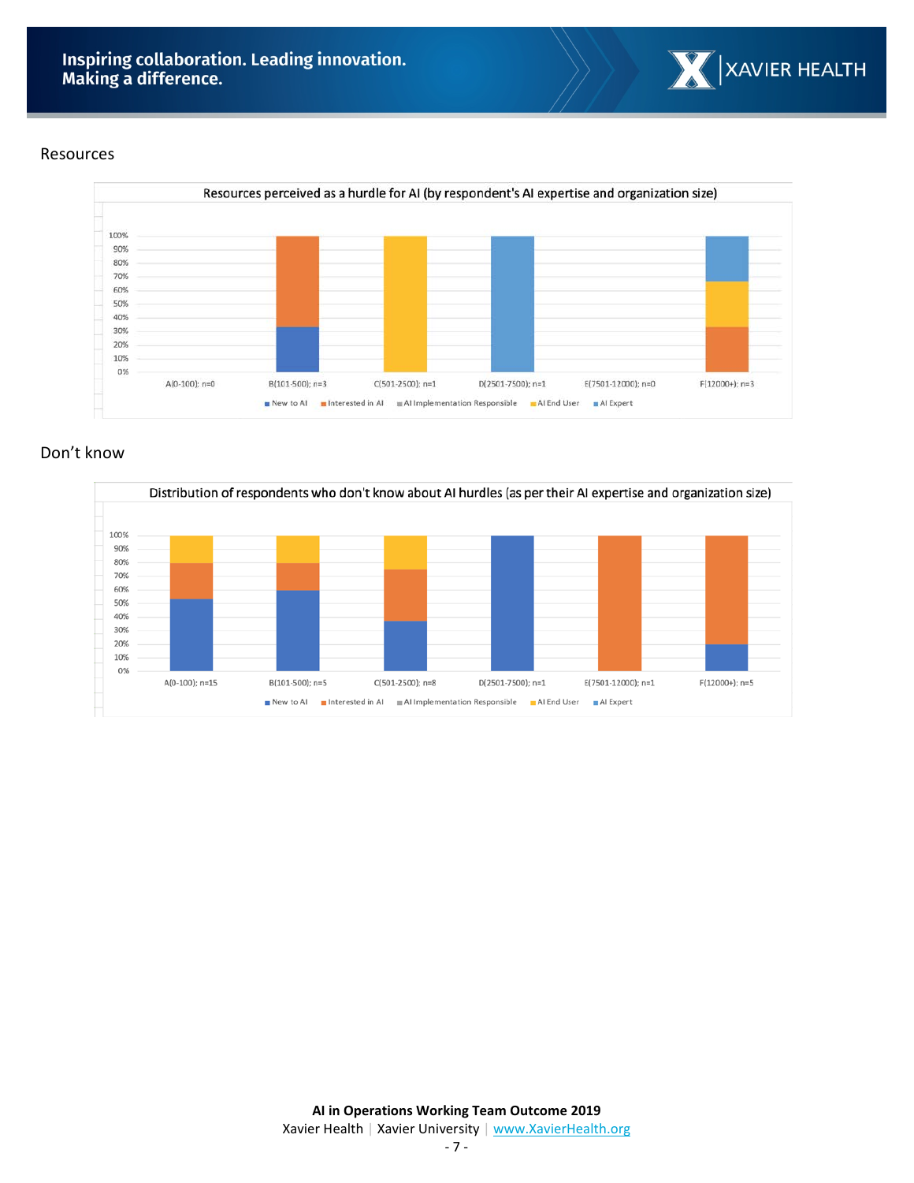Resources

Resources perceived as a hurdle for AI (by respondent's AI expertise and organization size)

100%
90%
80%
70%
60%
50%
40%
30%
20%
10%
0%

A(0-100); n=0
B(101-500); n=3
C(501-2500); n=1
D(2501-7500); n=1
E(7501-12000); n=0
F(12000+); n=3

New to AI
Interested in AI
AI Implementation Responsible
AI End User
AI Expert

Don't know

Distribution of respondents who don't know about AI hurdles (as per their AI expertise and organization size)

100%
90%
80%
70%
60%
50%
40%
30%
20%
10%
0%

A(0-100); n=15
B(101-500); n=5
C(501-2500); n=8
D(2501-7500); n=1
E(7501-12000); n=1
F(12000+); n=5

New to AI
Interested in AI
AI Implementation Responsible
AI End User
AI Expert